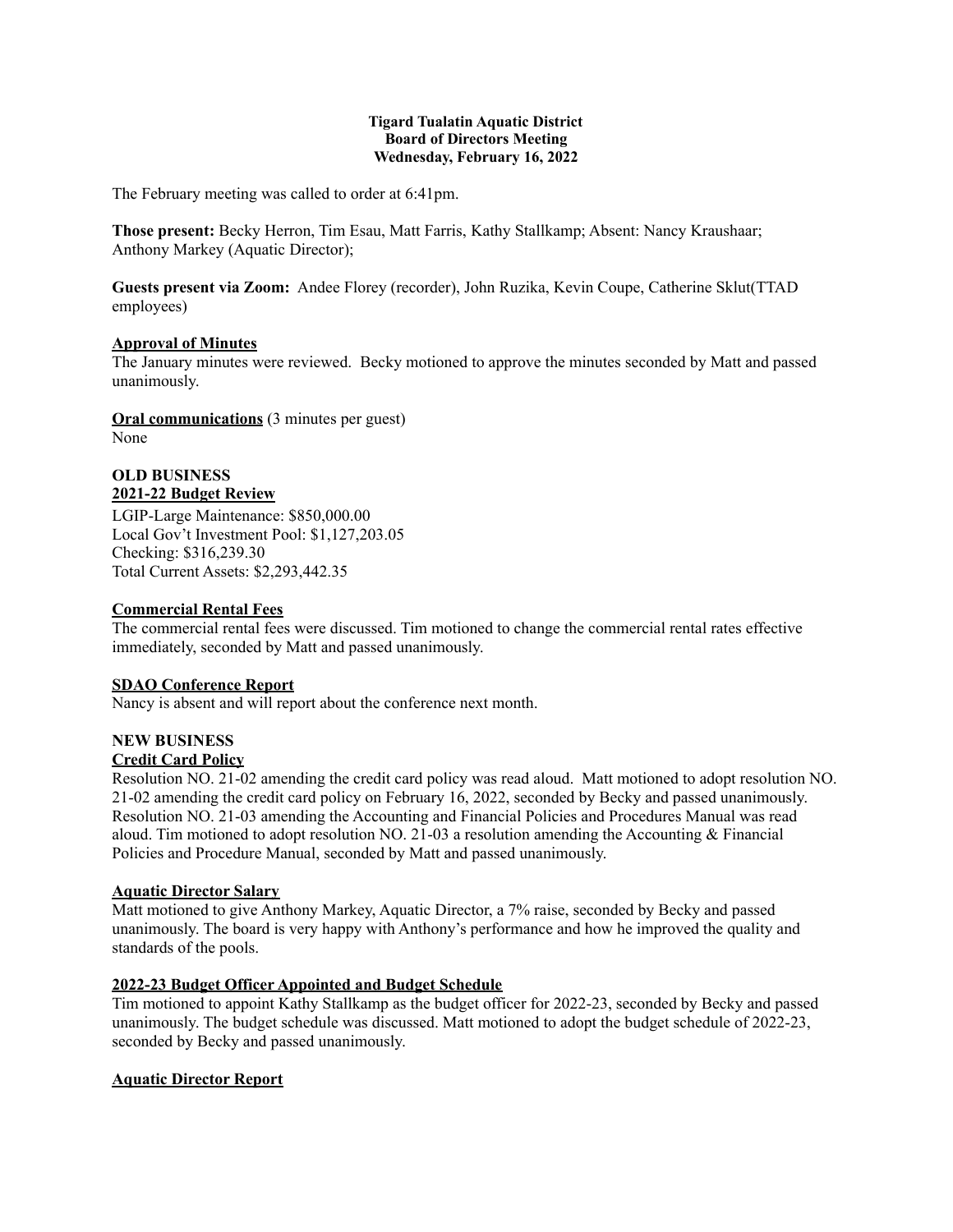**Tigard Tualatin Aquatic District**
**Board of Directors Meeting**
**Wednesday, February 16, 2022**

The February meeting was called to order at 6:41pm.

**Those present:** Becky Herron, Tim Esau, Matt Farris, Kathy Stallkamp; Absent: Nancy Kraushaar; Anthony Markey (Aquatic Director);

**Guests present via Zoom:** Andee Florey (recorder), John Ruzika, Kevin Coupe, Catherine Sklut(TTAD employees)

**Approval of Minutes**

The January minutes were reviewed. Becky motioned to approve the minutes seconded by Matt and passed unanimously.

**Oral communications** (3 minutes per guest)

None

**OLD BUSINESS**

**2021-22 Budget Review**

LGIP-Large Maintenance: $850,000.00
Local Gov't Investment Pool: $1,127,203.05
Checking: $316,239.30
Total Current Assets: $2,293,442.35

**Commercial Rental Fees**

The commercial rental fees were discussed. Tim motioned to change the commercial rental rates effective immediately, seconded by Matt and passed unanimously.

**SDAO Conference Report**

Nancy is absent and will report about the conference next month.

**NEW BUSINESS**

**Credit Card Policy**

Resolution NO. 21-02 amending the credit card policy was read aloud. Matt motioned to adopt resolution NO. 21-02 amending the credit card policy on February 16, 2022, seconded by Becky and passed unanimously. Resolution NO. 21-03 amending the Accounting and Financial Policies and Procedures Manual was read aloud. Tim motioned to adopt resolution NO. 21-03 a resolution amending the Accounting & Financial Policies and Procedure Manual, seconded by Matt and passed unanimously.

**Aquatic Director Salary**

Matt motioned to give Anthony Markey, Aquatic Director, a 7% raise, seconded by Becky and passed unanimously. The board is very happy with Anthony's performance and how he improved the quality and standards of the pools.

**2022-23 Budget Officer Appointed and Budget Schedule**

Tim motioned to appoint Kathy Stallkamp as the budget officer for 2022-23, seconded by Becky and passed unanimously. The budget schedule was discussed. Matt motioned to adopt the budget schedule of 2022-23, seconded by Becky and passed unanimously.

**Aquatic Director Report**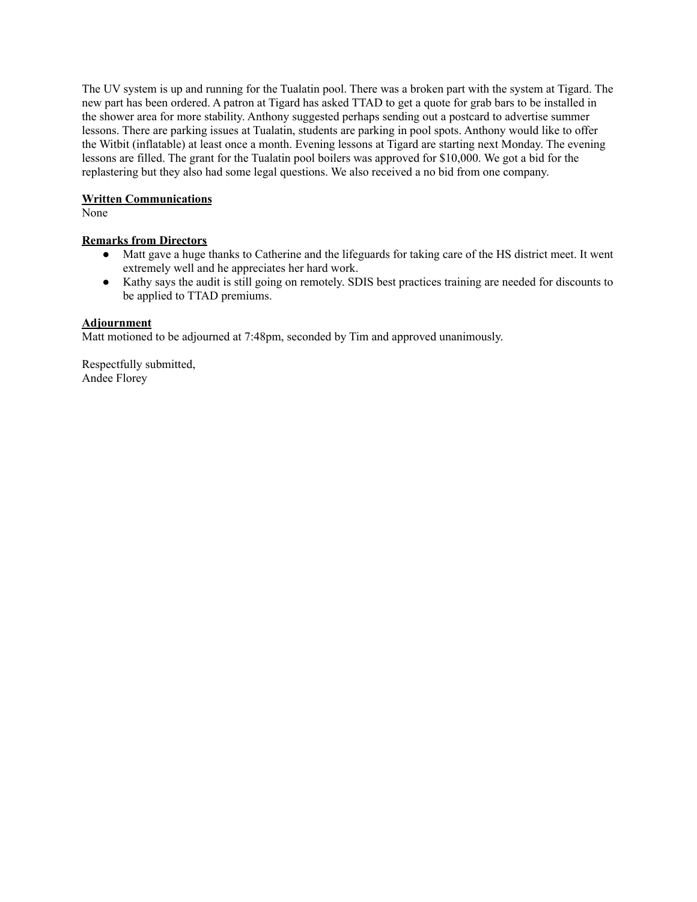The UV system is up and running for the Tualatin pool. There was a broken part with the system at Tigard. The new part has been ordered. A patron at Tigard has asked TTAD to get a quote for grab bars to be installed in the shower area for more stability. Anthony suggested perhaps sending out a postcard to advertise summer lessons. There are parking issues at Tualatin, students are parking in pool spots. Anthony would like to offer the Witbit (inflatable) at least once a month. Evening lessons at Tigard are starting next Monday. The evening lessons are filled. The grant for the Tualatin pool boilers was approved for $10,000. We got a bid for the replastering but they also had some legal questions. We also received a no bid from one company.

**Written Communications**

None

**Remarks from Directors**

- Matt gave a huge thanks to Catherine and the lifeguards for taking care of the HS district meet. It went extremely well and he appreciates her hard work.
- Kathy says the audit is still going on remotely. SDIS best practices training are needed for discounts to be applied to TTAD premiums.

**Adjournment**

Matt motioned to be adjourned at 7:48pm, seconded by Tim and approved unanimously.

Respectfully submitted,
Andee Florey